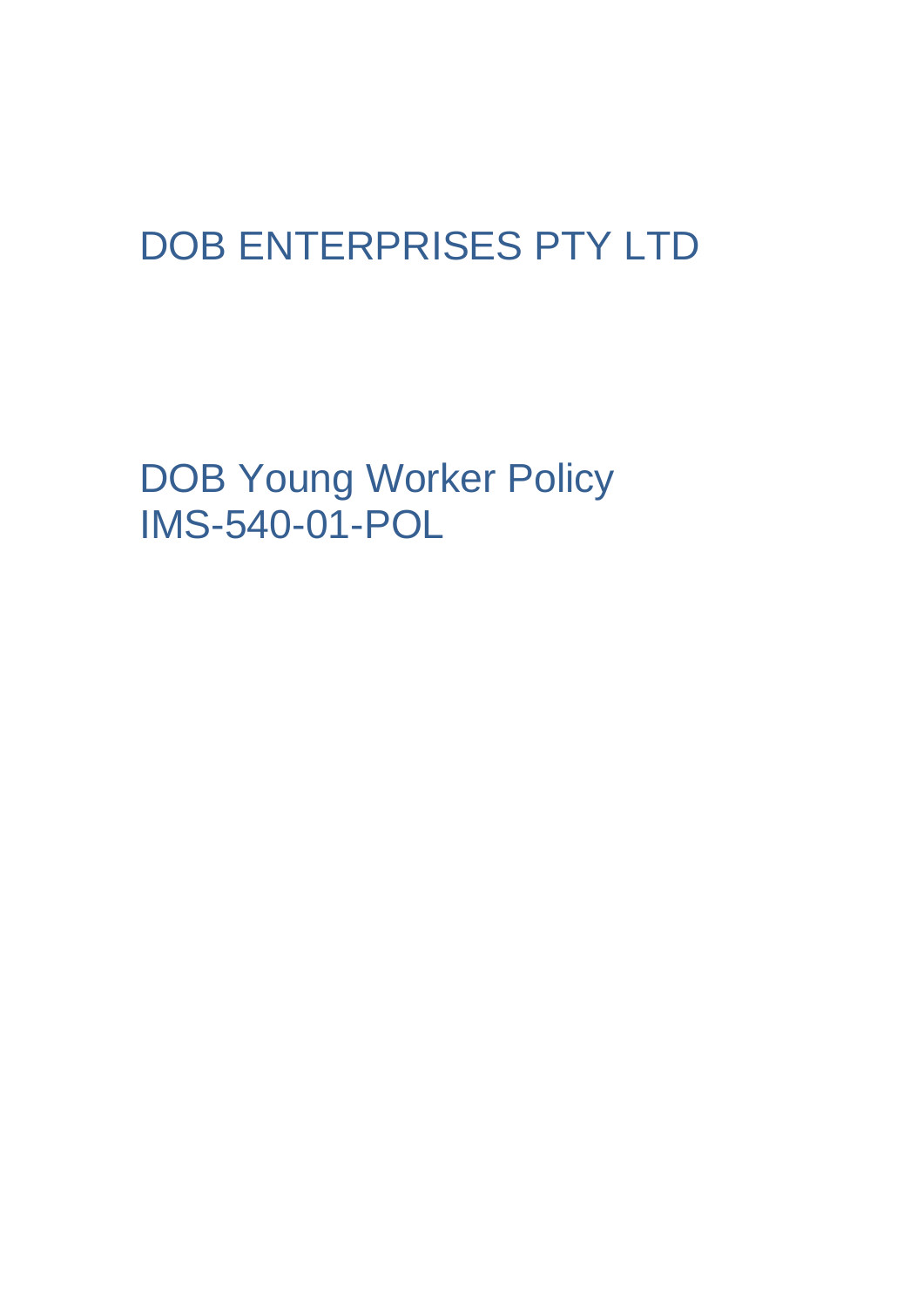# DOB ENTERPRISES PTY LTD

# DOB Young Worker Policy
# IMS-540-01-POL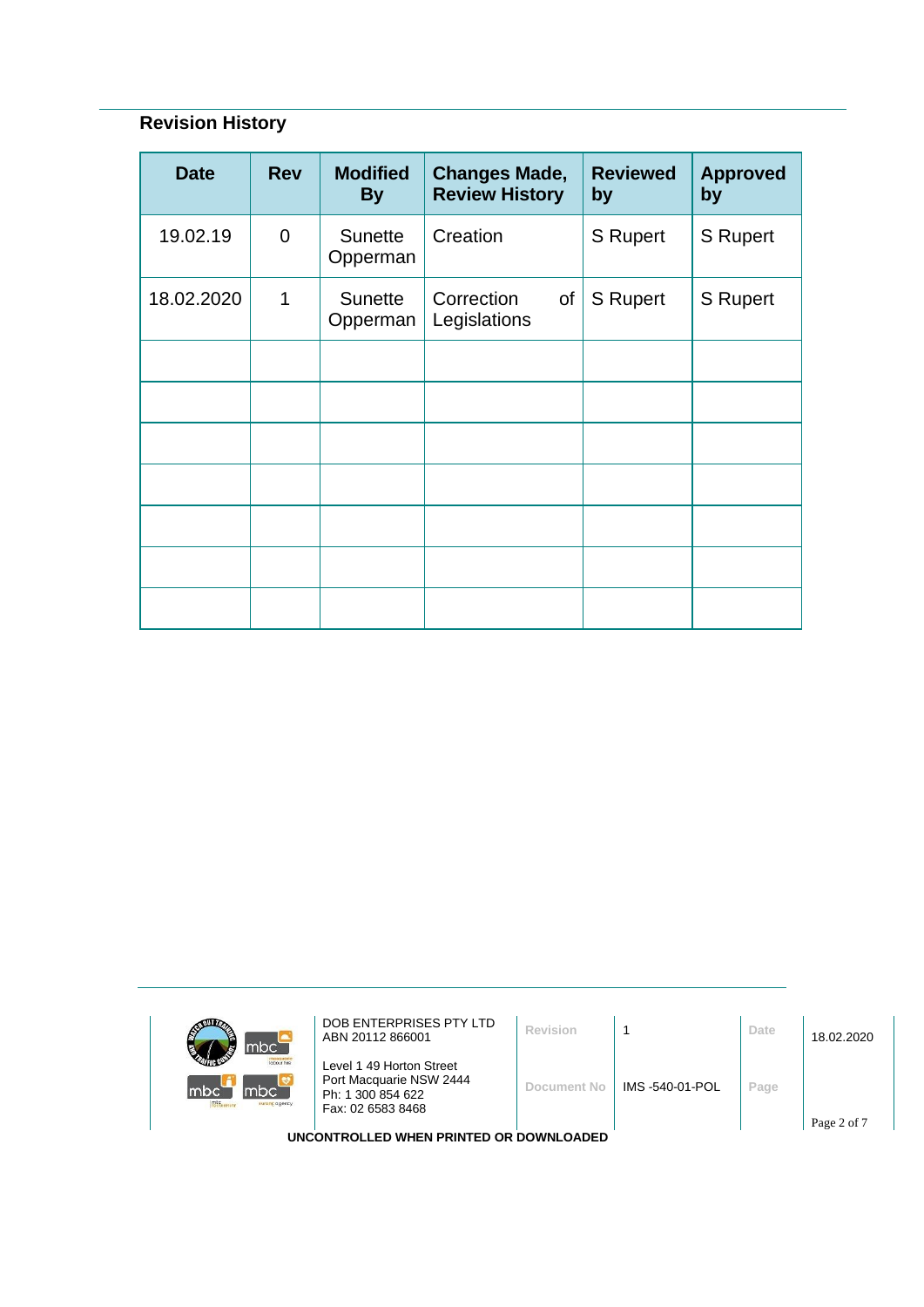## Revision History

| Date | Rev | Modified By | Changes Made, Review History | Reviewed by | Approved by |
|---|---|---|---|---|---|
| 19.02.19 | 0 | Sunette Opperman | Creation | S Rupert | S Rupert |
| 18.02.2020 | 1 | Sunette Opperman | Correction of Legislations | S Rupert | S Rupert |
| | | | | | |
| | | | | | |
| | | | | | |
| | | | | | |
| | | | | | |
| | | | | | |
| | | | | | |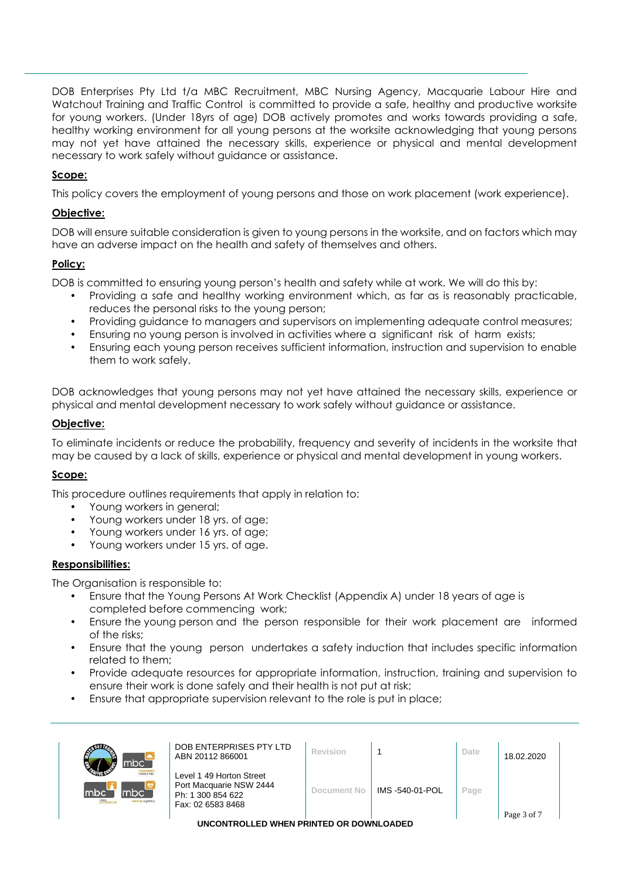DOB Enterprises Pty Ltd t/a MBC Recruitment, MBC Nursing Agency, Macquarie Labour Hire and Watchout Training and Traffic Control is committed to provide a safe, healthy and productive worksite for young workers. (Under 18yrs of age) DOB actively promotes and works towards providing a safe, healthy working environment for all young persons at the worksite acknowledging that young persons may not yet have attained the necessary skills, experience or physical and mental development necessary to work safely without guidance or assistance.

**Scope:**

This policy covers the employment of young persons and those on work placement (work experience).

**Objective:**

DOB will ensure suitable consideration is given to young persons in the worksite, and on factors which may have an adverse impact on the health and safety of themselves and others.

**Policy:**

DOB is committed to ensuring young person's health and safety while at work. We will do this by:

- Providing a safe and healthy working environment which, as far as is reasonably practicable, reduces the personal risks to the young person;
- Providing guidance to managers and supervisors on implementing adequate control measures;
- Ensuring no young person is involved in activities where a significant risk of harm exists;
- Ensuring each young person receives sufficient information, instruction and supervision to enable them to work safely.

DOB acknowledges that young persons may not yet have attained the necessary skills, experience or physical and mental development necessary to work safely without guidance or assistance.

**Objective:**

To eliminate incidents or reduce the probability, frequency and severity of incidents in the worksite that may be caused by a lack of skills, experience or physical and mental development in young workers.

**Scope:**

This procedure outlines requirements that apply in relation to:

- Young workers in general;
- Young workers under 18 yrs. of age;
- Young workers under 16 yrs. of age;
- Young workers under 15 yrs. of age.

**Responsibilities:**

The Organisation is responsible to:

- Ensure that the Young Persons At Work Checklist (Appendix A) under 18 years of age is completed before commencing work;
- Ensure the young person and the person responsible for their work placement are informed of the risks;
- Ensure that the young person undertakes a safety induction that includes specific information related to them;
- Provide adequate resources for appropriate information, instruction, training and supervision to ensure their work is done safely and their health is not put at risk;
- Ensure that appropriate supervision relevant to the role is put in place;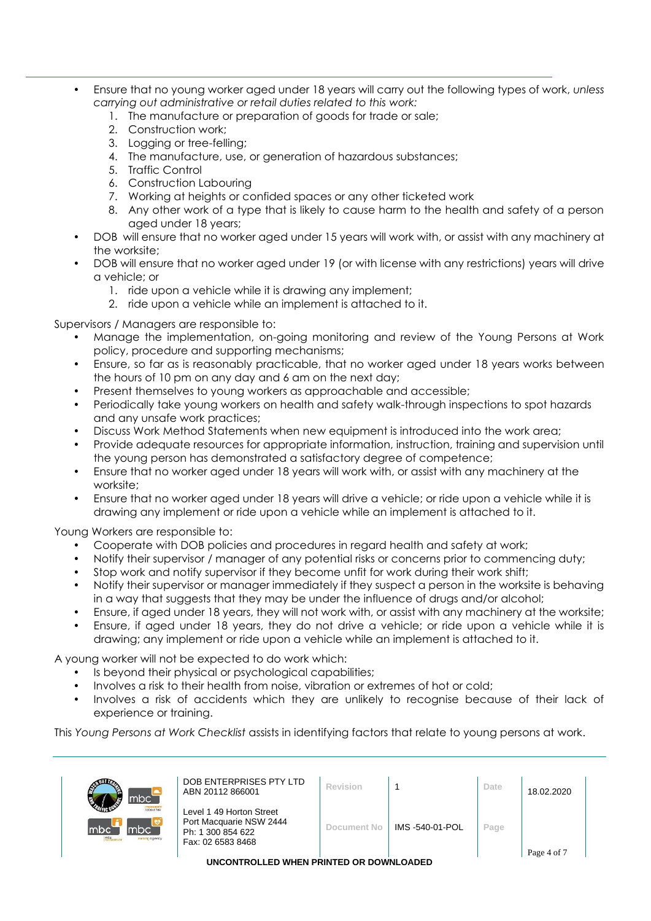- Ensure that no young worker aged under 18 years will carry out the following types of work, *unless carrying out administrative or retail duties related to this work:*
  1. The manufacture or preparation of goods for trade or sale;
  2. Construction work;
  3. Logging or tree-felling;
  4. The manufacture, use, or generation of hazardous substances;
  5. Traffic Control
  6. Construction Labouring
  7. Working at heights or confided spaces or any other ticketed work
  8. Any other work of a type that is likely to cause harm to the health and safety of a person aged under 18 years;
- DOB will ensure that no worker aged under 15 years will work with, or assist with any machinery at the worksite;
- DOB will ensure that no worker aged under 19 (or with license with any restrictions) years will drive a vehicle; or
  1. ride upon a vehicle while it is drawing any implement;
  2. ride upon a vehicle while an implement is attached to it.

Supervisors / Managers are responsible to:

- Manage the implementation, on-going monitoring and review of the Young Persons at Work policy, procedure and supporting mechanisms;
- Ensure, so far as is reasonably practicable, that no worker aged under 18 years works between the hours of 10 pm on any day and 6 am on the next day;
- Present themselves to young workers as approachable and accessible;
- Periodically take young workers on health and safety walk-through inspections to spot hazards and any unsafe work practices;
- Discuss Work Method Statements when new equipment is introduced into the work area;
- Provide adequate resources for appropriate information, instruction, training and supervision until the young person has demonstrated a satisfactory degree of competence;
- Ensure that no worker aged under 18 years will work with, or assist with any machinery at the worksite;
- Ensure that no worker aged under 18 years will drive a vehicle; or ride upon a vehicle while it is drawing any implement or ride upon a vehicle while an implement is attached to it.

Young Workers are responsible to:

- Cooperate with DOB policies and procedures in regard health and safety at work;
- Notify their supervisor / manager of any potential risks or concerns prior to commencing duty;
- Stop work and notify supervisor if they become unfit for work during their work shift;
- Notify their supervisor or manager immediately if they suspect a person in the worksite is behaving in a way that suggests that they may be under the influence of drugs and/or alcohol;
- Ensure, if aged under 18 years, they will not work with, or assist with any machinery at the worksite;
- Ensure, if aged under 18 years, they do not drive a vehicle; or ride upon a vehicle while it is drawing; any implement or ride upon a vehicle while an implement is attached to it.

A young worker will not be expected to do work which:

- Is beyond their physical or psychological capabilities;
- Involves a risk to their health from noise, vibration or extremes of hot or cold;
- Involves a risk of accidents which they are unlikely to recognise because of their lack of experience or training.

This *Young Persons at Work Checklist* assists in identifying factors that relate to young persons at work.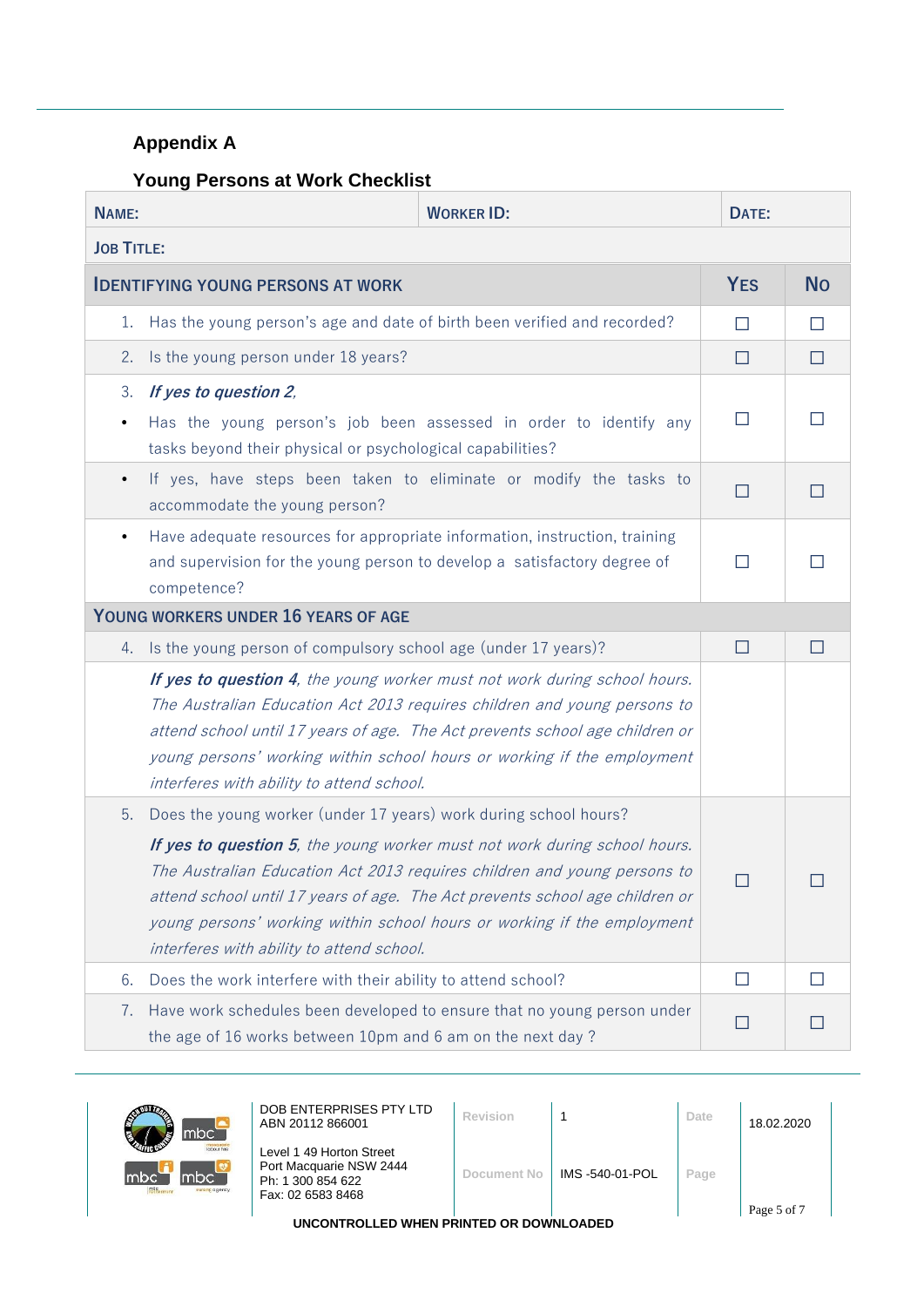## Appendix A

### Young Persons at Work Checklist

| NAME: | WORKER ID: | DATE: |
|---|---|---|
| JOB TITLE: | | |

| IDENTIFYING YOUNG PERSONS AT WORK | YES | NO |
|---|---|---|
| 1. Has the young person's age and date of birth been verified and recorded? | ☐ | ☐ |
| 2. Is the young person under 18 years? | ☐ | ☐ |
| 3. ***If yes to question 2,*** <br> • Has the young person's job been assessed in order to identify any tasks beyond their physical or psychological capabilities? | ☐ | ☐ |
| • If yes, have steps been taken to eliminate or modify the tasks to accommodate the young person? | ☐ | ☐ |
| • Have adequate resources for appropriate information, instruction, training and supervision for the young person to develop a satisfactory degree of competence? | ☐ | ☐ |
| **YOUNG WORKERS UNDER 16 YEARS OF AGE** | | |
| 4. Is the young person of compulsory school age (under 17 years)? | ☐ | ☐ |
| ***If yes to question 4****, the young worker must not work during school hours. The Australian Education Act 2013 requires children and young persons to attend school until 17 years of age. The Act prevents school age children or young persons' working within school hours or working if the employment interferes with ability to attend school.* | | |
| 5. Does the young worker (under 17 years) work during school hours? <br> ***If yes to question 5****, the young worker must not work during school hours. The Australian Education Act 2013 requires children and young persons to attend school until 17 years of age. The Act prevents school age children or young persons' working within school hours or working if the employment interferes with ability to attend school.* | ☐ | ☐ |
| 6. Does the work interfere with their ability to attend school? | ☐ | ☐ |
| 7. Have work schedules been developed to ensure that no young person under the age of 16 works between 10pm and 6 am on the next day ? | ☐ | ☐ |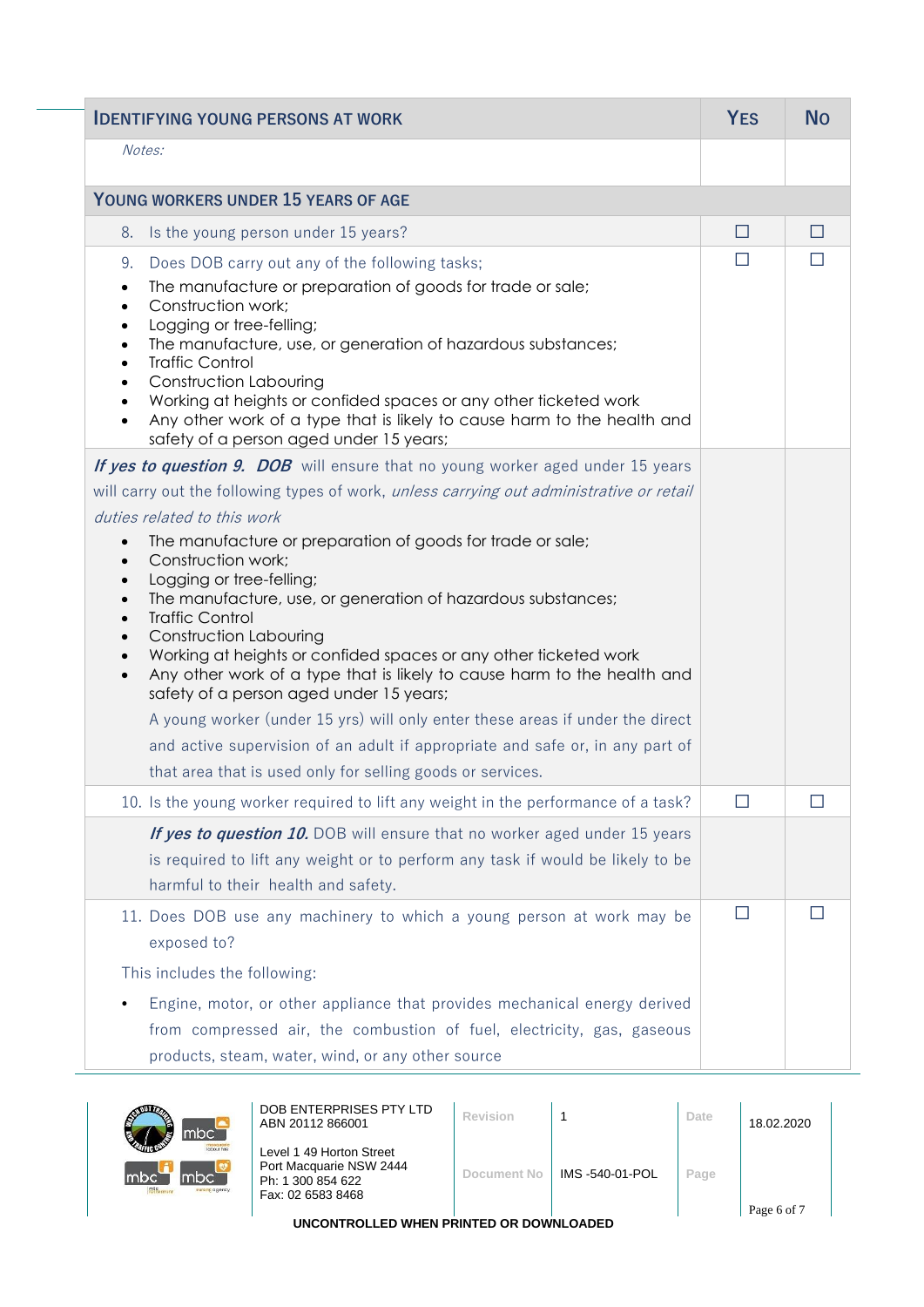| IDENTIFYING YOUNG PERSONS AT WORK | YES | NO |
|---|---|---|
| *Notes:* | | |
| **YOUNG WORKERS UNDER 15 YEARS OF AGE** | | |
| 8. Is the young person under 15 years? | ☐ | ☐ |
| 9. Does DOB carry out any of the following tasks;<br>• The manufacture or preparation of goods for trade or sale;<br>• Construction work;<br>• Logging or tree-felling;<br>• The manufacture, use, or generation of hazardous substances;<br>• Traffic Control<br>• Construction Labouring<br>• Working at heights or confided spaces or any other ticketed work<br>• Any other work of a type that is likely to cause harm to the health and safety of a person aged under 15 years; | ☐ | ☐ |
| ***If yes to question 9. DOB*** will ensure that no young worker aged under 15 years will carry out the following types of work, *unless carrying out administrative or retail duties related to this work*<br>• The manufacture or preparation of goods for trade or sale;<br>• Construction work;<br>• Logging or tree-felling;<br>• The manufacture, use, or generation of hazardous substances;<br>• Traffic Control<br>• Construction Labouring<br>• Working at heights or confided spaces or any other ticketed work<br>• Any other work of a type that is likely to cause harm to the health and safety of a person aged under 15 years;<br>A young worker (under 15 yrs) will only enter these areas if under the direct and active supervision of an adult if appropriate and safe or, in any part of that area that is used only for selling goods or services. | | |
| 10. Is the young worker required to lift any weight in the performance of a task? | ☐ | ☐ |
| ***If yes to question 10.*** DOB will ensure that no worker aged under 15 years is required to lift any weight or to perform any task if would be likely to be harmful to their health and safety. | | |
| 11. Does DOB use any machinery to which a young person at work may be exposed to?<br>This includes the following:<br>• Engine, motor, or other appliance that provides mechanical energy derived from compressed air, the combustion of fuel, electricity, gas, gaseous products, steam, water, wind, or any other source | ☐ | ☐ |

| DOB ENTERPRISES PTY LTD<br>ABN 20112 866001<br>Level 1 49 Horton Street<br>Port Macquarie NSW 2444<br>Ph: 1 300 854 622<br>Fax: 02 6583 8468 | Revision | 1 | Date | 18.02.2020 |
|---|---|---|---|---|
| | Document No | IMS -540-01-POL | Page | |

UNCONTROLLED WHEN PRINTED OR DOWNLOADED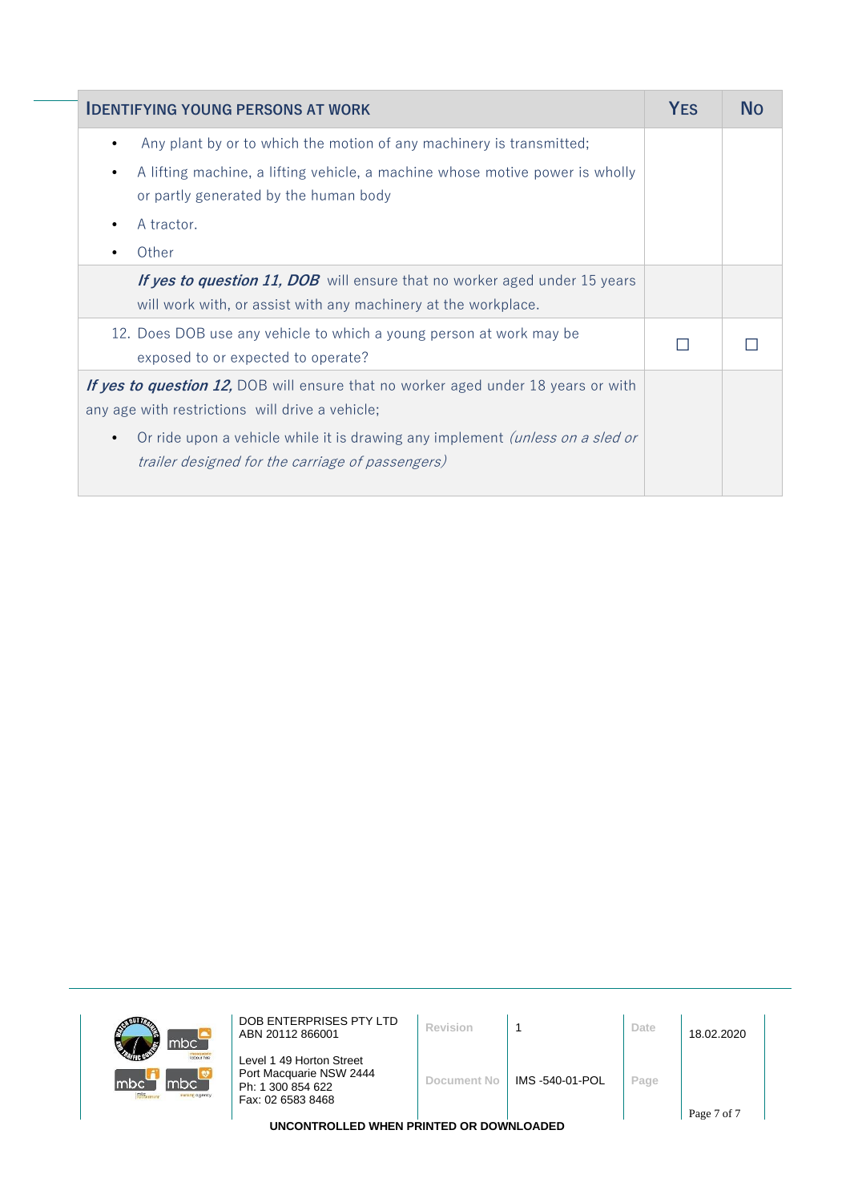| IDENTIFYING YOUNG PERSONS AT WORK | YES | NO |
|---|---|---|
| • Any plant by or to which the motion of any machinery is transmitted;<br>• A lifting machine, a lifting vehicle, a machine whose motive power is wholly or partly generated by the human body<br>• A tractor.<br>• Other | | |
| ***If yes to question 11, DOB*** will ensure that no worker aged under 15 years will work with, or assist with any machinery at the workplace. | | |
| 12. Does DOB use any vehicle to which a young person at work may be exposed to or expected to operate? | ☐ | ☐ |
| ***If yes to question 12,*** DOB will ensure that no worker aged under 18 years or with any age with restrictions will drive a vehicle;<br>• Or ride upon a vehicle while it is drawing any implement *(unless on a sled or trailer designed for the carriage of passengers)* | | |